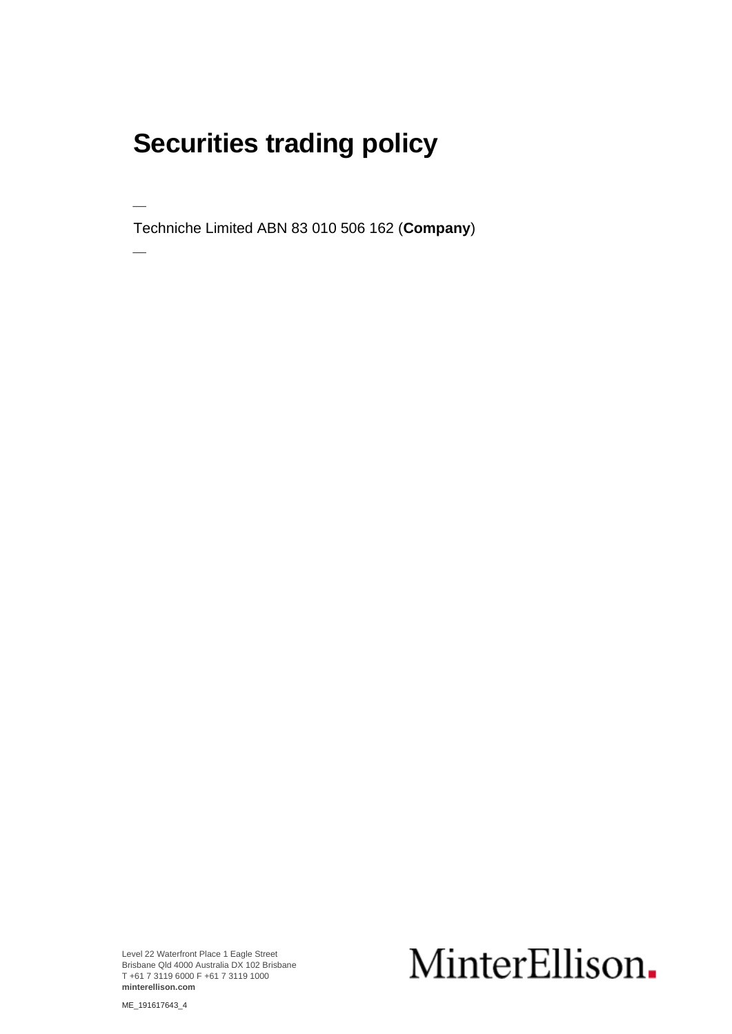# Securities trading policy

—

Techniche Limited ABN 83 010 506 162 (**Company**)

—

Level 22 Waterfront Place 1 Eagle Street
Brisbane Qld 4000 Australia DX 102 Brisbane
T +61 7 3119 6000 F +61 7 3119 1000
**minterellison.com**

MinterEllison.

ME_191617643_4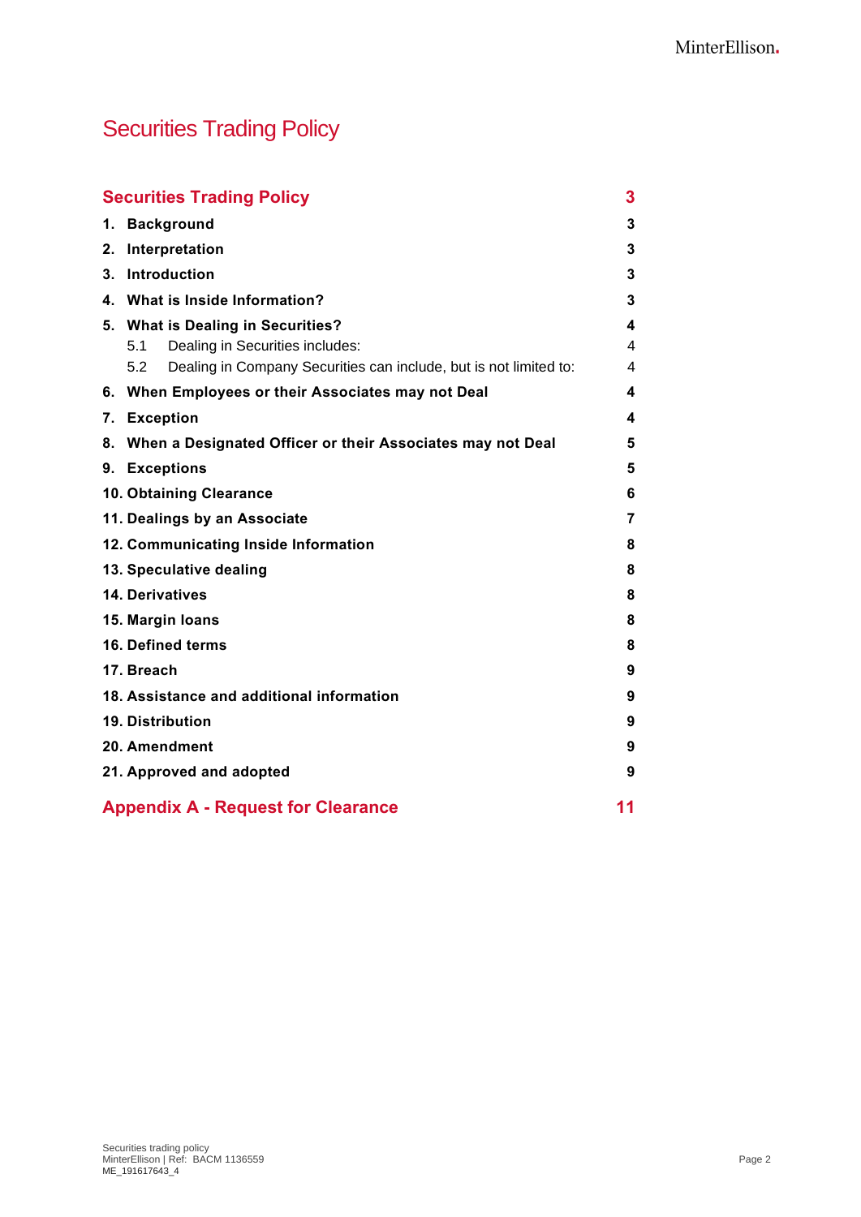# Securities Trading Policy

| | |
|---|---|
| **Securities Trading Policy** | **3** |
| **1. Background** | **3** |
| **2. Interpretation** | **3** |
| **3. Introduction** | **3** |
| **4. What is Inside Information?** | **3** |
| **5. What is Dealing in Securities?** | **4** |
| 5.1 Dealing in Securities includes: | 4 |
| 5.2 Dealing in Company Securities can include, but is not limited to: | 4 |
| **6. When Employees or their Associates may not Deal** | **4** |
| **7. Exception** | **4** |
| **8. When a Designated Officer or their Associates may not Deal** | **5** |
| **9. Exceptions** | **5** |
| **10. Obtaining Clearance** | **6** |
| **11. Dealings by an Associate** | **7** |
| **12. Communicating Inside Information** | **8** |
| **13. Speculative dealing** | **8** |
| **14. Derivatives** | **8** |
| **15. Margin loans** | **8** |
| **16. Defined terms** | **8** |
| **17. Breach** | **9** |
| **18. Assistance and additional information** | **9** |
| **19. Distribution** | **9** |
| **20. Amendment** | **9** |
| **21. Approved and adopted** | **9** |
| **Appendix A - Request for Clearance** | **11** |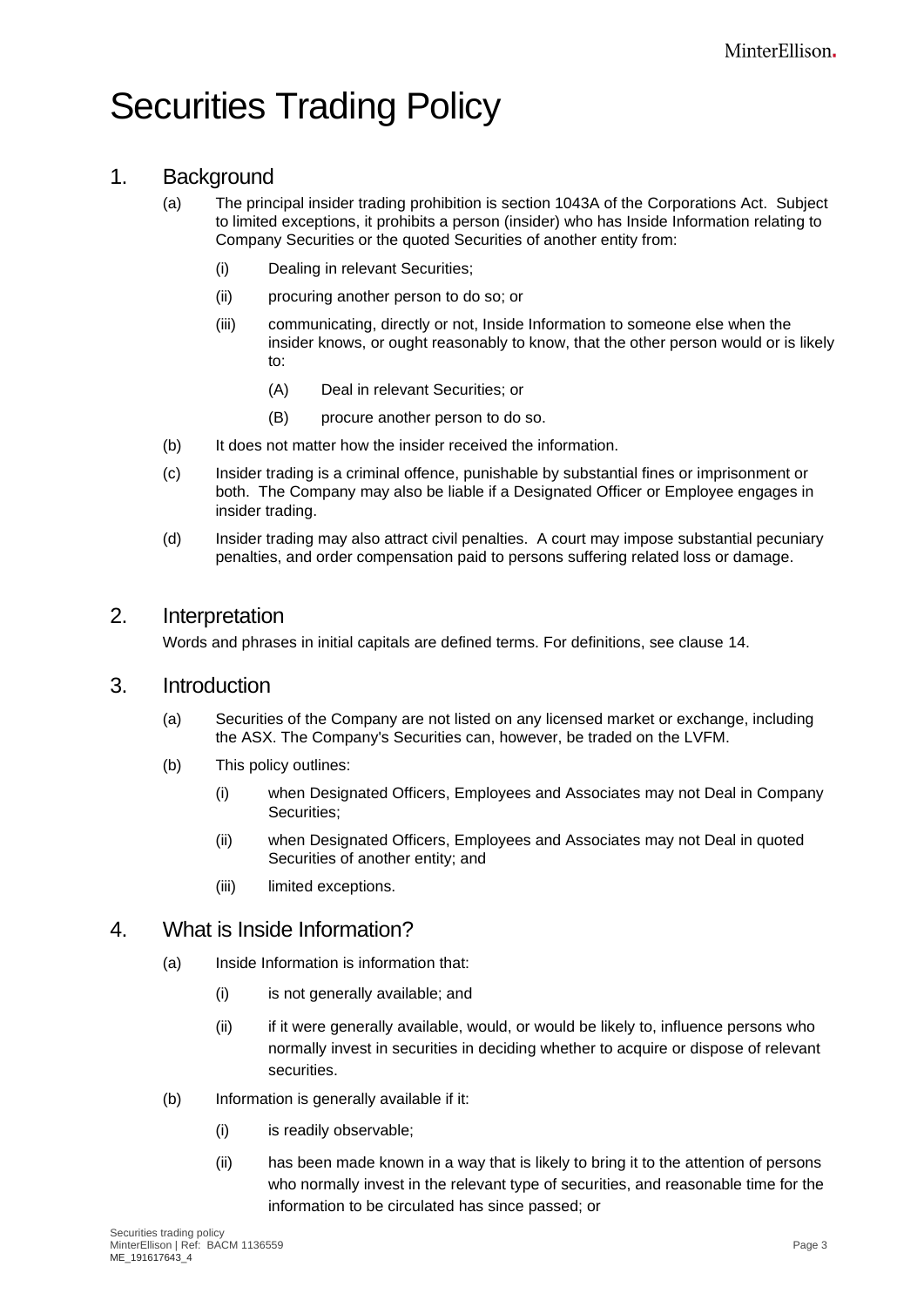# Securities Trading Policy

## 1. Background

(a) The principal insider trading prohibition is section 1043A of the Corporations Act. Subject to limited exceptions, it prohibits a person (insider) who has Inside Information relating to Company Securities or the quoted Securities of another entity from:

- (i) Dealing in relevant Securities;
- (ii) procuring another person to do so; or
- (iii) communicating, directly or not, Inside Information to someone else when the insider knows, or ought reasonably to know, that the other person would or is likely to:
  - (A) Deal in relevant Securities; or
  - (B) procure another person to do so.

(b) It does not matter how the insider received the information.

(c) Insider trading is a criminal offence, punishable by substantial fines or imprisonment or both. The Company may also be liable if a Designated Officer or Employee engages in insider trading.

(d) Insider trading may also attract civil penalties. A court may impose substantial pecuniary penalties, and order compensation paid to persons suffering related loss or damage.

## 2. Interpretation

Words and phrases in initial capitals are defined terms. For definitions, see clause 14.

## 3. Introduction

(a) Securities of the Company are not listed on any licensed market or exchange, including the ASX. The Company's Securities can, however, be traded on the LVFM.

(b) This policy outlines:

- (i) when Designated Officers, Employees and Associates may not Deal in Company Securities;
- (ii) when Designated Officers, Employees and Associates may not Deal in quoted Securities of another entity; and
- (iii) limited exceptions.

## 4. What is Inside Information?

(a) Inside Information is information that:

- (i) is not generally available; and
- (ii) if it were generally available, would, or would be likely to, influence persons who normally invest in securities in deciding whether to acquire or dispose of relevant securities.

(b) Information is generally available if it:

- (i) is readily observable;
- (ii) has been made known in a way that is likely to bring it to the attention of persons who normally invest in the relevant type of securities, and reasonable time for the information to be circulated has since passed; or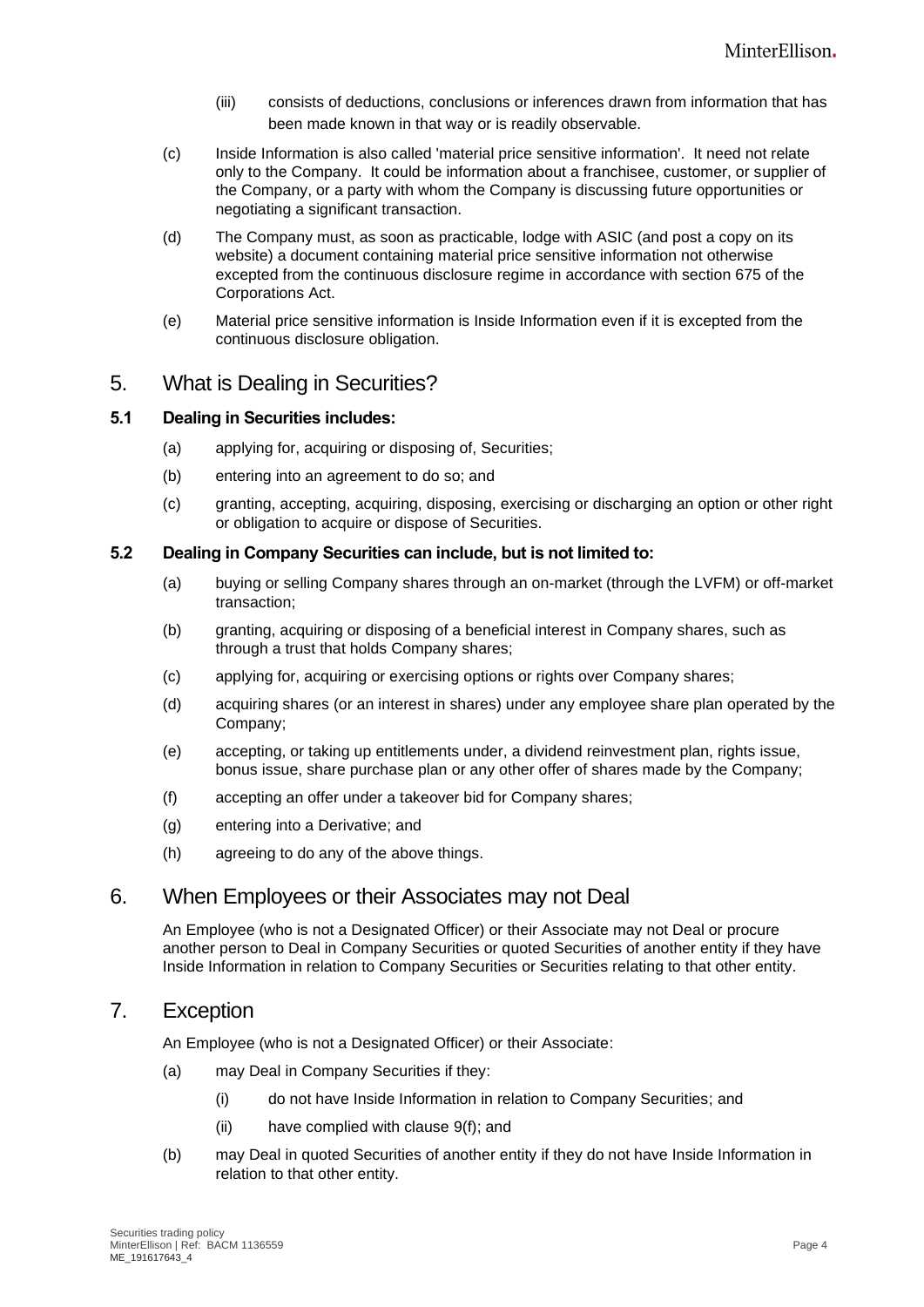(iii) consists of deductions, conclusions or inferences drawn from information that has been made known in that way or is readily observable.

(c) Inside Information is also called 'material price sensitive information'. It need not relate only to the Company. It could be information about a franchisee, customer, or supplier of the Company, or a party with whom the Company is discussing future opportunities or negotiating a significant transaction.

(d) The Company must, as soon as practicable, lodge with ASIC (and post a copy on its website) a document containing material price sensitive information not otherwise excepted from the continuous disclosure regime in accordance with section 675 of the Corporations Act.

(e) Material price sensitive information is Inside Information even if it is excepted from the continuous disclosure obligation.

# 5. What is Dealing in Securities?

### 5.1 Dealing in Securities includes:

(a) applying for, acquiring or disposing of, Securities;

(b) entering into an agreement to do so; and

(c) granting, accepting, acquiring, disposing, exercising or discharging an option or other right or obligation to acquire or dispose of Securities.

### 5.2 Dealing in Company Securities can include, but is not limited to:

(a) buying or selling Company shares through an on-market (through the LVFM) or off-market transaction;

(b) granting, acquiring or disposing of a beneficial interest in Company shares, such as through a trust that holds Company shares;

(c) applying for, acquiring or exercising options or rights over Company shares;

(d) acquiring shares (or an interest in shares) under any employee share plan operated by the Company;

(e) accepting, or taking up entitlements under, a dividend reinvestment plan, rights issue, bonus issue, share purchase plan or any other offer of shares made by the Company;

(f) accepting an offer under a takeover bid for Company shares;

(g) entering into a Derivative; and

(h) agreeing to do any of the above things.

# 6. When Employees or their Associates may not Deal

An Employee (who is not a Designated Officer) or their Associate may not Deal or procure another person to Deal in Company Securities or quoted Securities of another entity if they have Inside Information in relation to Company Securities or Securities relating to that other entity.

# 7. Exception

An Employee (who is not a Designated Officer) or their Associate:

(a) may Deal in Company Securities if they:

(i) do not have Inside Information in relation to Company Securities; and

(ii) have complied with clause 9(f); and

(b) may Deal in quoted Securities of another entity if they do not have Inside Information in relation to that other entity.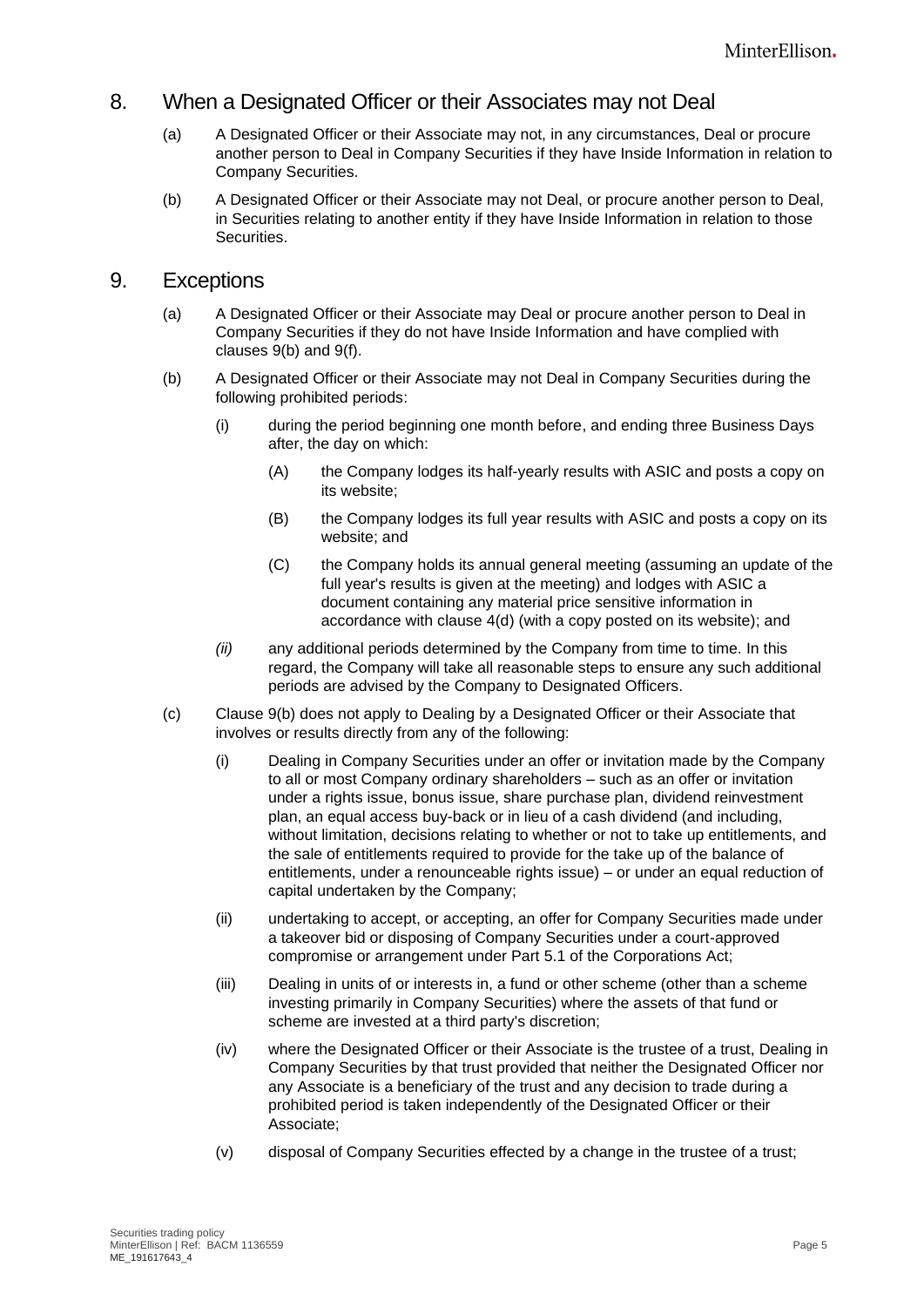## 8. When a Designated Officer or their Associates may not Deal

(a) A Designated Officer or their Associate may not, in any circumstances, Deal or procure another person to Deal in Company Securities if they have Inside Information in relation to Company Securities.

(b) A Designated Officer or their Associate may not Deal, or procure another person to Deal, in Securities relating to another entity if they have Inside Information in relation to those Securities.

## 9. Exceptions

(a) A Designated Officer or their Associate may Deal or procure another person to Deal in Company Securities if they do not have Inside Information and have complied with clauses 9(b) and 9(f).

(b) A Designated Officer or their Associate may not Deal in Company Securities during the following prohibited periods:

  (i) during the period beginning one month before, and ending three Business Days after, the day on which:

    (A) the Company lodges its half-yearly results with ASIC and posts a copy on its website;

    (B) the Company lodges its full year results with ASIC and posts a copy on its website; and

    (C) the Company holds its annual general meeting (assuming an update of the full year's results is given at the meeting) and lodges with ASIC a document containing any material price sensitive information in accordance with clause 4(d) (with a copy posted on its website); and

  *(ii)* any additional periods determined by the Company from time to time. In this regard, the Company will take all reasonable steps to ensure any such additional periods are advised by the Company to Designated Officers.

(c) Clause 9(b) does not apply to Dealing by a Designated Officer or their Associate that involves or results directly from any of the following:

  (i) Dealing in Company Securities under an offer or invitation made by the Company to all or most Company ordinary shareholders – such as an offer or invitation under a rights issue, bonus issue, share purchase plan, dividend reinvestment plan, an equal access buy-back or in lieu of a cash dividend (and including, without limitation, decisions relating to whether or not to take up entitlements, and the sale of entitlements required to provide for the take up of the balance of entitlements, under a renounceable rights issue) – or under an equal reduction of capital undertaken by the Company;

  (ii) undertaking to accept, or accepting, an offer for Company Securities made under a takeover bid or disposing of Company Securities under a court-approved compromise or arrangement under Part 5.1 of the Corporations Act;

  (iii) Dealing in units of or interests in, a fund or other scheme (other than a scheme investing primarily in Company Securities) where the assets of that fund or scheme are invested at a third party's discretion;

  (iv) where the Designated Officer or their Associate is the trustee of a trust, Dealing in Company Securities by that trust provided that neither the Designated Officer nor any Associate is a beneficiary of the trust and any decision to trade during a prohibited period is taken independently of the Designated Officer or their Associate;

  (v) disposal of Company Securities effected by a change in the trustee of a trust;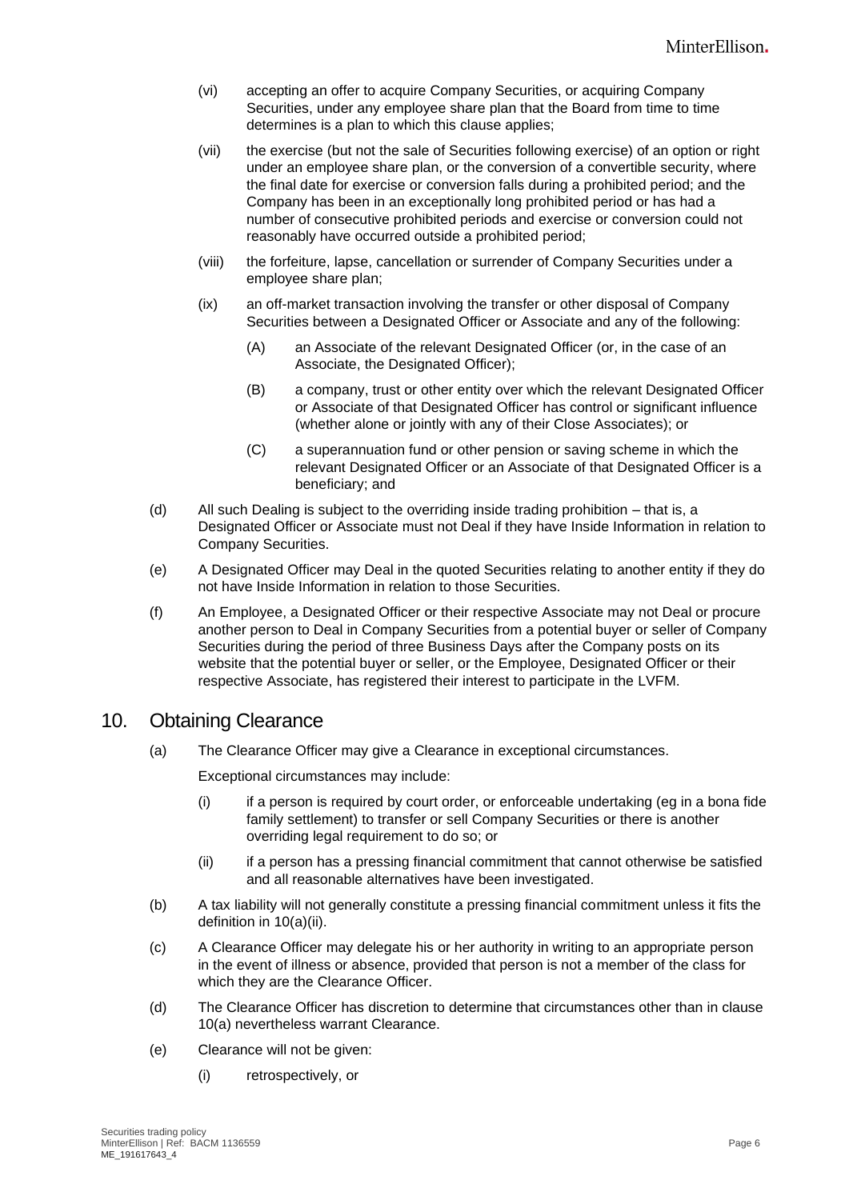(vi) accepting an offer to acquire Company Securities, or acquiring Company Securities, under any employee share plan that the Board from time to time determines is a plan to which this clause applies;

(vii) the exercise (but not the sale of Securities following exercise) of an option or right under an employee share plan, or the conversion of a convertible security, where the final date for exercise or conversion falls during a prohibited period; and the Company has been in an exceptionally long prohibited period or has had a number of consecutive prohibited periods and exercise or conversion could not reasonably have occurred outside a prohibited period;

(viii) the forfeiture, lapse, cancellation or surrender of Company Securities under a employee share plan;

(ix) an off-market transaction involving the transfer or other disposal of Company Securities between a Designated Officer or Associate and any of the following:

(A) an Associate of the relevant Designated Officer (or, in the case of an Associate, the Designated Officer);

(B) a company, trust or other entity over which the relevant Designated Officer or Associate of that Designated Officer has control or significant influence (whether alone or jointly with any of their Close Associates); or

(C) a superannuation fund or other pension or saving scheme in which the relevant Designated Officer or an Associate of that Designated Officer is a beneficiary; and

(d) All such Dealing is subject to the overriding inside trading prohibition – that is, a Designated Officer or Associate must not Deal if they have Inside Information in relation to Company Securities.

(e) A Designated Officer may Deal in the quoted Securities relating to another entity if they do not have Inside Information in relation to those Securities.

(f) An Employee, a Designated Officer or their respective Associate may not Deal or procure another person to Deal in Company Securities from a potential buyer or seller of Company Securities during the period of three Business Days after the Company posts on its website that the potential buyer or seller, or the Employee, Designated Officer or their respective Associate, has registered their interest to participate in the LVFM.

## 10. Obtaining Clearance

(a) The Clearance Officer may give a Clearance in exceptional circumstances.

Exceptional circumstances may include:

(i) if a person is required by court order, or enforceable undertaking (eg in a bona fide family settlement) to transfer or sell Company Securities or there is another overriding legal requirement to do so; or

(ii) if a person has a pressing financial commitment that cannot otherwise be satisfied and all reasonable alternatives have been investigated.

(b) A tax liability will not generally constitute a pressing financial commitment unless it fits the definition in 10(a)(ii).

(c) A Clearance Officer may delegate his or her authority in writing to an appropriate person in the event of illness or absence, provided that person is not a member of the class for which they are the Clearance Officer.

(d) The Clearance Officer has discretion to determine that circumstances other than in clause 10(a) nevertheless warrant Clearance.

(e) Clearance will not be given:

(i) retrospectively, or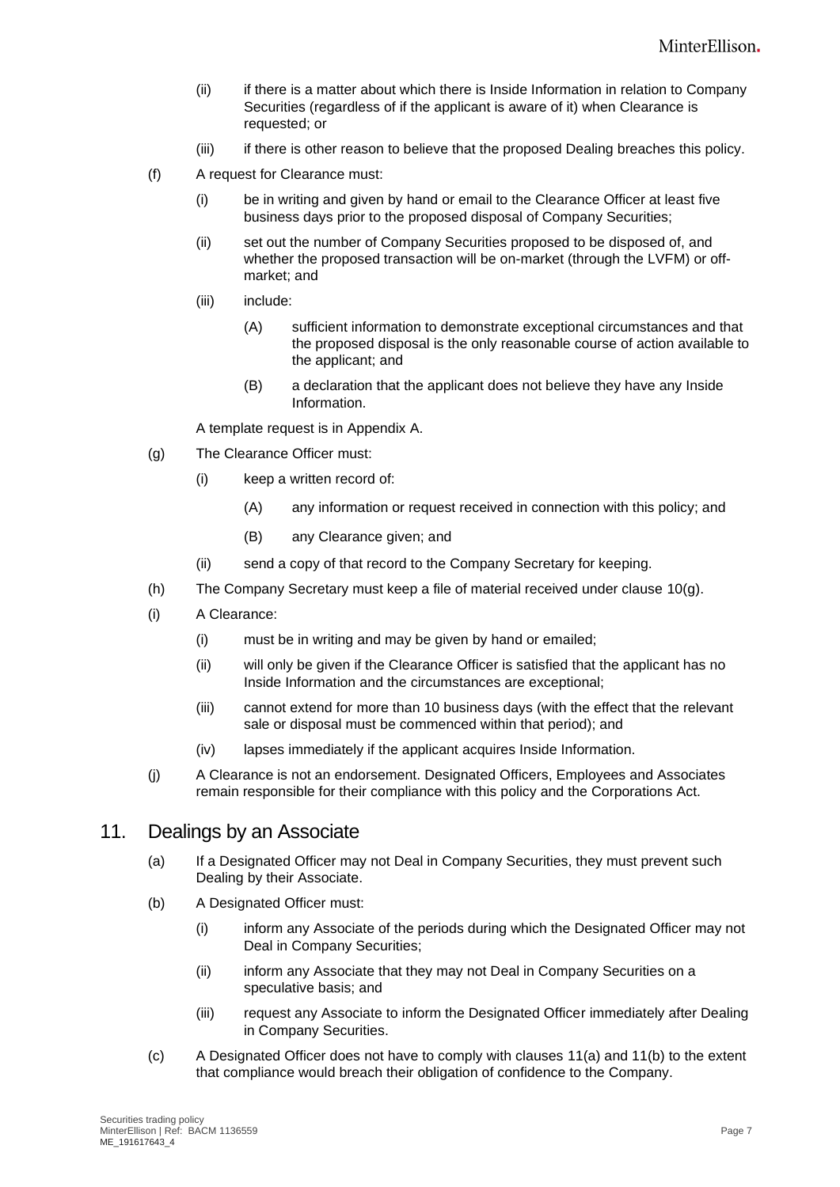(ii) if there is a matter about which there is Inside Information in relation to Company Securities (regardless of if the applicant is aware of it) when Clearance is requested; or

(iii) if there is other reason to believe that the proposed Dealing breaches this policy.

(f) A request for Clearance must:

(i) be in writing and given by hand or email to the Clearance Officer at least five business days prior to the proposed disposal of Company Securities;

(ii) set out the number of Company Securities proposed to be disposed of, and whether the proposed transaction will be on-market (through the LVFM) or off-market; and

(iii) include:

(A) sufficient information to demonstrate exceptional circumstances and that the proposed disposal is the only reasonable course of action available to the applicant; and

(B) a declaration that the applicant does not believe they have any Inside Information.

A template request is in Appendix A.

(g) The Clearance Officer must:

(i) keep a written record of:

(A) any information or request received in connection with this policy; and

(B) any Clearance given; and

(ii) send a copy of that record to the Company Secretary for keeping.

(h) The Company Secretary must keep a file of material received under clause 10(g).

(i) A Clearance:

(i) must be in writing and may be given by hand or emailed;

(ii) will only be given if the Clearance Officer is satisfied that the applicant has no Inside Information and the circumstances are exceptional;

(iii) cannot extend for more than 10 business days (with the effect that the relevant sale or disposal must be commenced within that period); and

(iv) lapses immediately if the applicant acquires Inside Information.

(j) A Clearance is not an endorsement. Designated Officers, Employees and Associates remain responsible for their compliance with this policy and the Corporations Act.

## 11. Dealings by an Associate

(a) If a Designated Officer may not Deal in Company Securities, they must prevent such Dealing by their Associate.

(b) A Designated Officer must:

(i) inform any Associate of the periods during which the Designated Officer may not Deal in Company Securities;

(ii) inform any Associate that they may not Deal in Company Securities on a speculative basis; and

(iii) request any Associate to inform the Designated Officer immediately after Dealing in Company Securities.

(c) A Designated Officer does not have to comply with clauses 11(a) and 11(b) to the extent that compliance would breach their obligation of confidence to the Company.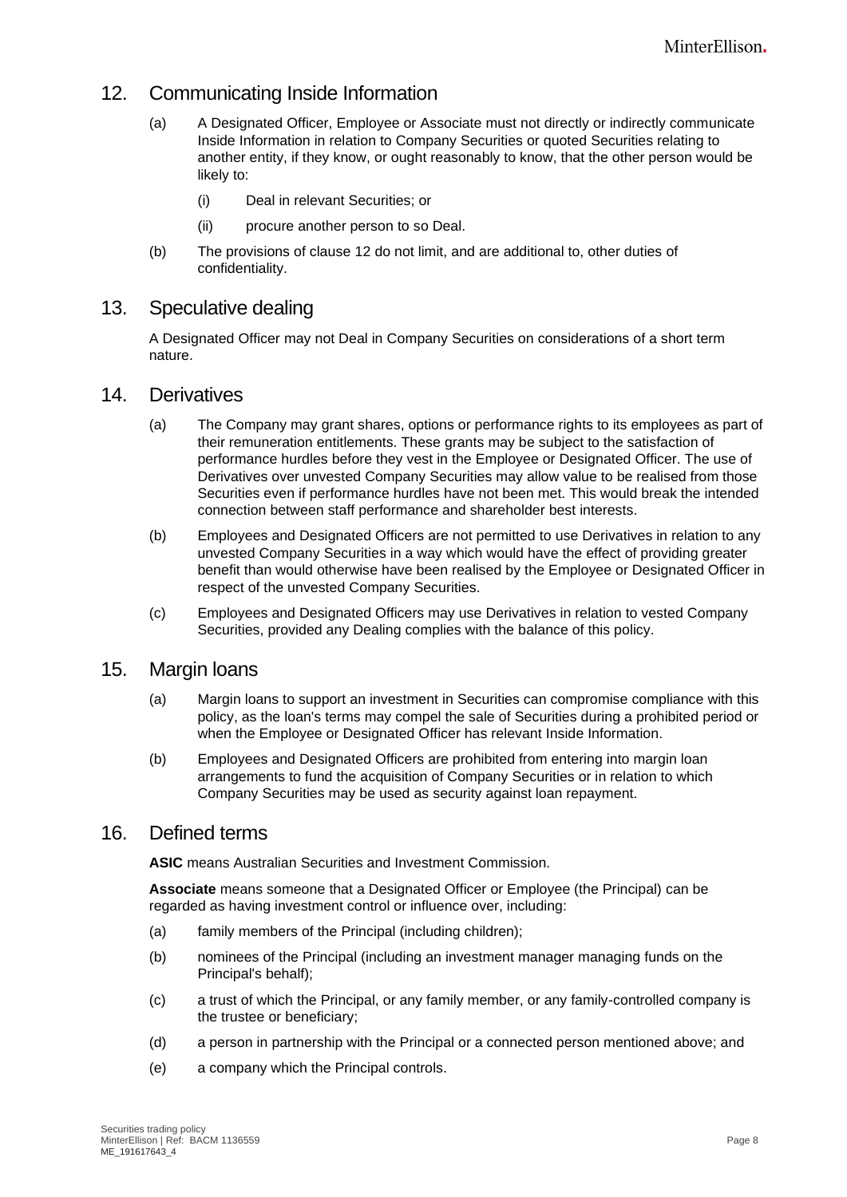## 12. Communicating Inside Information

(a) A Designated Officer, Employee or Associate must not directly or indirectly communicate Inside Information in relation to Company Securities or quoted Securities relating to another entity, if they know, or ought reasonably to know, that the other person would be likely to:

  (i) Deal in relevant Securities; or

  (ii) procure another person to so Deal.

(b) The provisions of clause 12 do not limit, and are additional to, other duties of confidentiality.

## 13. Speculative dealing

A Designated Officer may not Deal in Company Securities on considerations of a short term nature.

## 14. Derivatives

(a) The Company may grant shares, options or performance rights to its employees as part of their remuneration entitlements. These grants may be subject to the satisfaction of performance hurdles before they vest in the Employee or Designated Officer. The use of Derivatives over unvested Company Securities may allow value to be realised from those Securities even if performance hurdles have not been met. This would break the intended connection between staff performance and shareholder best interests.

(b) Employees and Designated Officers are not permitted to use Derivatives in relation to any unvested Company Securities in a way which would have the effect of providing greater benefit than would otherwise have been realised by the Employee or Designated Officer in respect of the unvested Company Securities.

(c) Employees and Designated Officers may use Derivatives in relation to vested Company Securities, provided any Dealing complies with the balance of this policy.

## 15. Margin loans

(a) Margin loans to support an investment in Securities can compromise compliance with this policy, as the loan's terms may compel the sale of Securities during a prohibited period or when the Employee or Designated Officer has relevant Inside Information.

(b) Employees and Designated Officers are prohibited from entering into margin loan arrangements to fund the acquisition of Company Securities or in relation to which Company Securities may be used as security against loan repayment.

## 16. Defined terms

**ASIC** means Australian Securities and Investment Commission.

**Associate** means someone that a Designated Officer or Employee (the Principal) can be regarded as having investment control or influence over, including:

(a) family members of the Principal (including children);

(b) nominees of the Principal (including an investment manager managing funds on the Principal's behalf);

(c) a trust of which the Principal, or any family member, or any family-controlled company is the trustee or beneficiary;

(d) a person in partnership with the Principal or a connected person mentioned above; and

(e) a company which the Principal controls.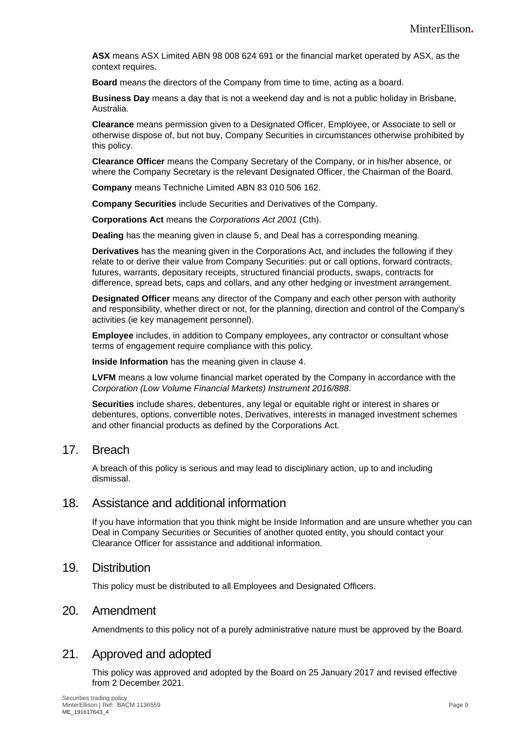**ASX** means ASX Limited ABN 98 008 624 691 or the financial market operated by ASX, as the context requires.

**Board** means the directors of the Company from time to time, acting as a board.

**Business Day** means a day that is not a weekend day and is not a public holiday in Brisbane, Australia.

**Clearance** means permission given to a Designated Officer, Employee, or Associate to sell or otherwise dispose of, but not buy, Company Securities in circumstances otherwise prohibited by this policy.

**Clearance Officer** means the Company Secretary of the Company, or in his/her absence, or where the Company Secretary is the relevant Designated Officer, the Chairman of the Board.

**Company** means Techniche Limited ABN 83 010 506 162.

**Company Securities** include Securities and Derivatives of the Company.

**Corporations Act** means the *Corporations Act 2001* (Cth).

**Dealing** has the meaning given in clause 5, and Deal has a corresponding meaning.

**Derivatives** has the meaning given in the Corporations Act, and includes the following if they relate to or derive their value from Company Securities: put or call options, forward contracts, futures, warrants, depositary receipts, structured financial products, swaps, contracts for difference, spread bets, caps and collars, and any other hedging or investment arrangement.

**Designated Officer** means any director of the Company and each other person with authority and responsibility, whether direct or not, for the planning, direction and control of the Company's activities (ie key management personnel).

**Employee** includes, in addition to Company employees, any contractor or consultant whose terms of engagement require compliance with this policy.

**Inside Information** has the meaning given in clause 4.

**LVFM** means a low volume financial market operated by the Company in accordance with the *Corporation (Low Volume Financial Markets) Instrument 2016/888*.

**Securities** include shares, debentures, any legal or equitable right or interest in shares or debentures, options, convertible notes, Derivatives, interests in managed investment schemes and other financial products as defined by the Corporations Act.

## 17. Breach

A breach of this policy is serious and may lead to disciplinary action, up to and including dismissal.

## 18. Assistance and additional information

If you have information that you think might be Inside Information and are unsure whether you can Deal in Company Securities or Securities of another quoted entity, you should contact your Clearance Officer for assistance and additional information.

## 19. Distribution

This policy must be distributed to all Employees and Designated Officers.

## 20. Amendment

Amendments to this policy not of a purely administrative nature must be approved by the Board.

## 21. Approved and adopted

This policy was approved and adopted by the Board on 25 January 2017 and revised effective from 2 December 2021.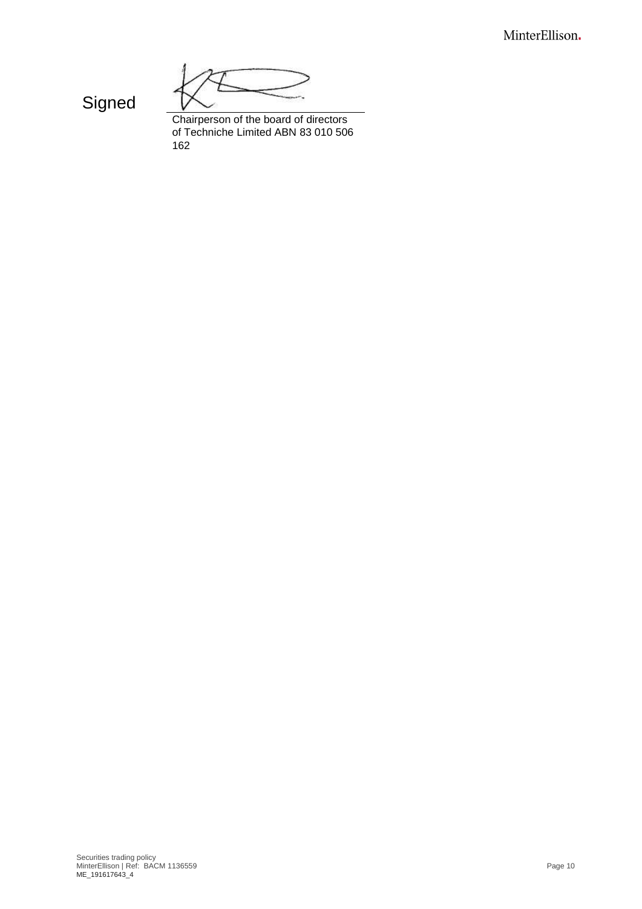Signed

Chairperson of the board of directors of Techniche Limited ABN 83 010 506 162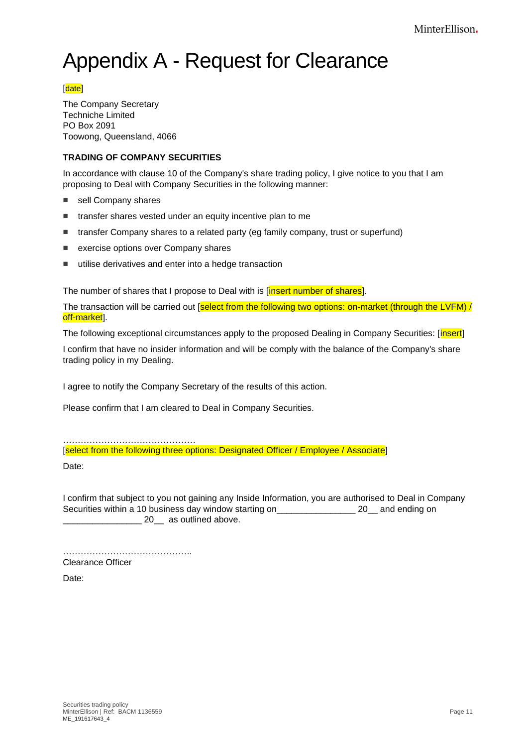# Appendix A - Request for Clearance

[date]

The Company Secretary
Techniche Limited
PO Box 2091
Toowong, Queensland, 4066

**TRADING OF COMPANY SECURITIES**

In accordance with clause 10 of the Company's share trading policy, I give notice to you that I am proposing to Deal with Company Securities in the following manner:

- sell Company shares
- transfer shares vested under an equity incentive plan to me
- transfer Company shares to a related party (eg family company, trust or superfund)
- exercise options over Company shares
- utilise derivatives and enter into a hedge transaction

The number of shares that I propose to Deal with is [insert number of shares].

The transaction will be carried out [select from the following two options: on-market (through the LVFM) / off-market].

The following exceptional circumstances apply to the proposed Dealing in Company Securities: [insert]

I confirm that have no insider information and will be comply with the balance of the Company's share trading policy in my Dealing.

I agree to notify the Company Secretary of the results of this action.

Please confirm that I am cleared to Deal in Company Securities.

………………………………………
[select from the following three options: Designated Officer / Employee / Associate]

Date:

I confirm that subject to you not gaining any Inside Information, you are authorised to Deal in Company Securities within a 10 business day window starting on________________ 20__ and ending on ________________ 20__ as outlined above.

……………………………………..
Clearance Officer

Date: